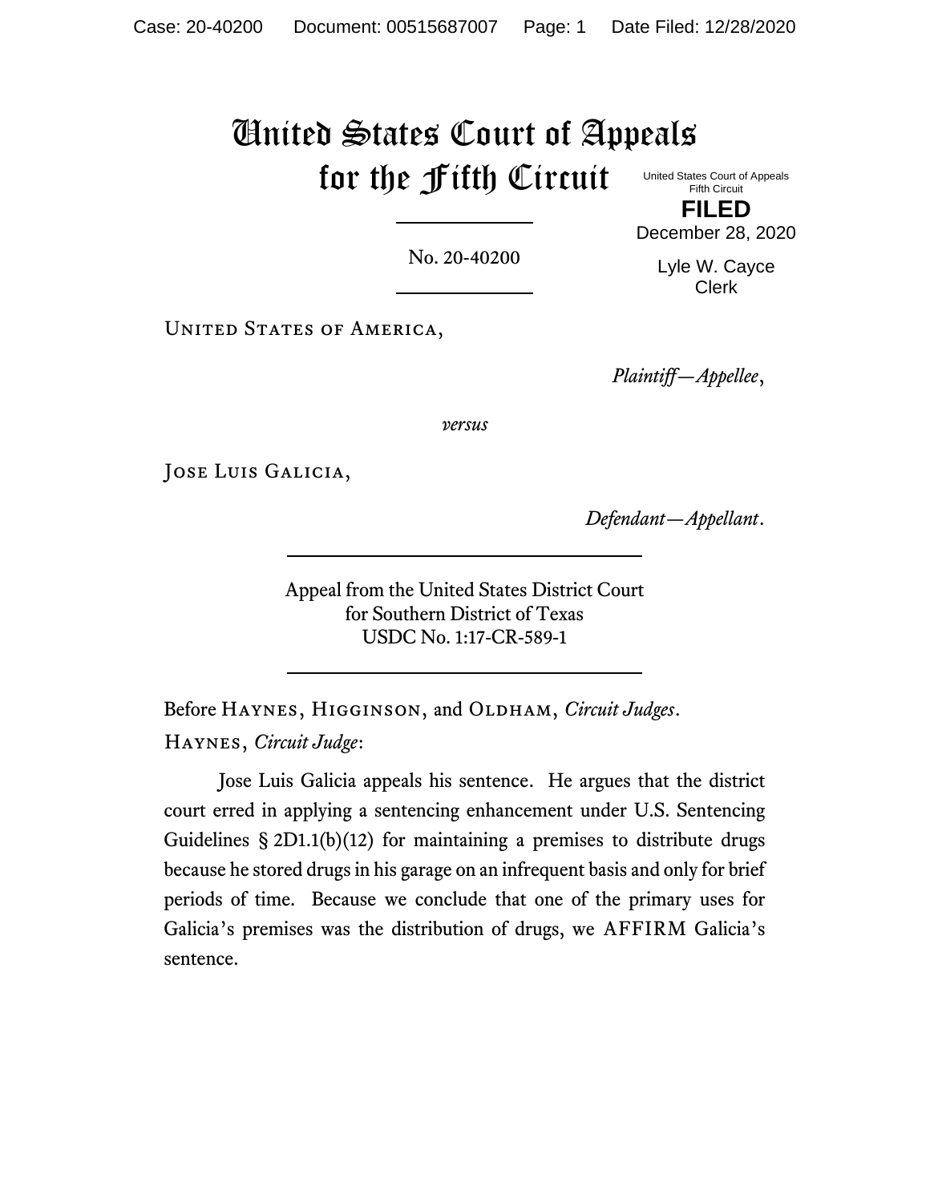# United States Court of Appeals for the Fifth Circuit

United States Court of Appeals
Fifth Circuit

**FILED**

December 28, 2020

Lyle W. Cayce
Clerk

No. 20-40200

United States of America,

*Plaintiff—Appellee*,

*versus*

Jose Luis Galicia,

*Defendant—Appellant*.

Appeal from the United States District Court
for Southern District of Texas
USDC No. 1:17-CR-589-1

Before Haynes, Higginson, and Oldham, *Circuit Judges*.

Haynes, *Circuit Judge*:

Jose Luis Galicia appeals his sentence. He argues that the district court erred in applying a sentencing enhancement under U.S. Sentencing Guidelines § 2D1.1(b)(12) for maintaining a premises to distribute drugs because he stored drugs in his garage on an infrequent basis and only for brief periods of time. Because we conclude that one of the primary uses for Galicia's premises was the distribution of drugs, we AFFIRM Galicia's sentence.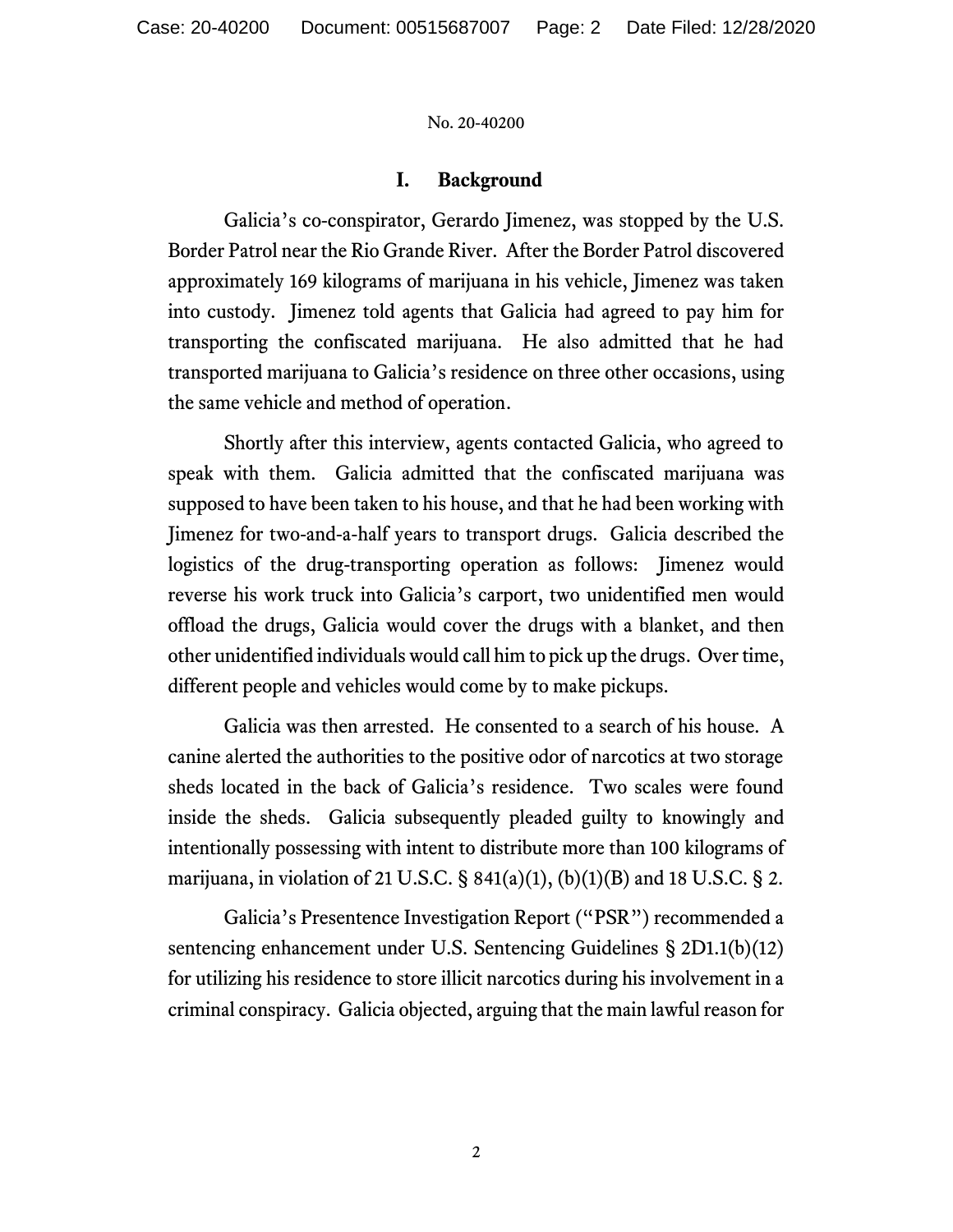## I. Background

Galicia's co-conspirator, Gerardo Jimenez, was stopped by the U.S. Border Patrol near the Rio Grande River. After the Border Patrol discovered approximately 169 kilograms of marijuana in his vehicle, Jimenez was taken into custody. Jimenez told agents that Galicia had agreed to pay him for transporting the confiscated marijuana. He also admitted that he had transported marijuana to Galicia's residence on three other occasions, using the same vehicle and method of operation.

Shortly after this interview, agents contacted Galicia, who agreed to speak with them. Galicia admitted that the confiscated marijuana was supposed to have been taken to his house, and that he had been working with Jimenez for two-and-a-half years to transport drugs. Galicia described the logistics of the drug-transporting operation as follows: Jimenez would reverse his work truck into Galicia's carport, two unidentified men would offload the drugs, Galicia would cover the drugs with a blanket, and then other unidentified individuals would call him to pick up the drugs. Over time, different people and vehicles would come by to make pickups.

Galicia was then arrested. He consented to a search of his house. A canine alerted the authorities to the positive odor of narcotics at two storage sheds located in the back of Galicia's residence. Two scales were found inside the sheds. Galicia subsequently pleaded guilty to knowingly and intentionally possessing with intent to distribute more than 100 kilograms of marijuana, in violation of 21 U.S.C. § 841(a)(1), (b)(1)(B) and 18 U.S.C. § 2.

Galicia's Presentence Investigation Report ("PSR") recommended a sentencing enhancement under U.S. Sentencing Guidelines § 2D1.1(b)(12) for utilizing his residence to store illicit narcotics during his involvement in a criminal conspiracy. Galicia objected, arguing that the main lawful reason for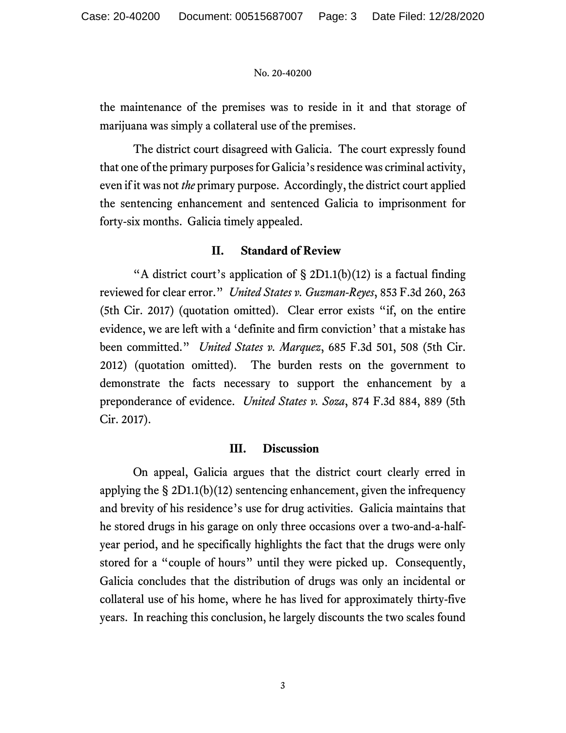the maintenance of the premises was to reside in it and that storage of marijuana was simply a collateral use of the premises.

The district court disagreed with Galicia. The court expressly found that one of the primary purposes for Galicia's residence was criminal activity, even if it was not *the* primary purpose. Accordingly, the district court applied the sentencing enhancement and sentenced Galicia to imprisonment for forty-six months. Galicia timely appealed.

## II. Standard of Review

"A district court's application of § 2D1.1(b)(12) is a factual finding reviewed for clear error." *United States v. Guzman-Reyes*, 853 F.3d 260, 263 (5th Cir. 2017) (quotation omitted). Clear error exists "if, on the entire evidence, we are left with a 'definite and firm conviction' that a mistake has been committed." *United States v. Marquez*, 685 F.3d 501, 508 (5th Cir. 2012) (quotation omitted). The burden rests on the government to demonstrate the facts necessary to support the enhancement by a preponderance of evidence. *United States v. Soza*, 874 F.3d 884, 889 (5th Cir. 2017).

## III. Discussion

On appeal, Galicia argues that the district court clearly erred in applying the § 2D1.1(b)(12) sentencing enhancement, given the infrequency and brevity of his residence's use for drug activities. Galicia maintains that he stored drugs in his garage on only three occasions over a two-and-a-half-year period, and he specifically highlights the fact that the drugs were only stored for a "couple of hours" until they were picked up. Consequently, Galicia concludes that the distribution of drugs was only an incidental or collateral use of his home, where he has lived for approximately thirty-five years. In reaching this conclusion, he largely discounts the two scales found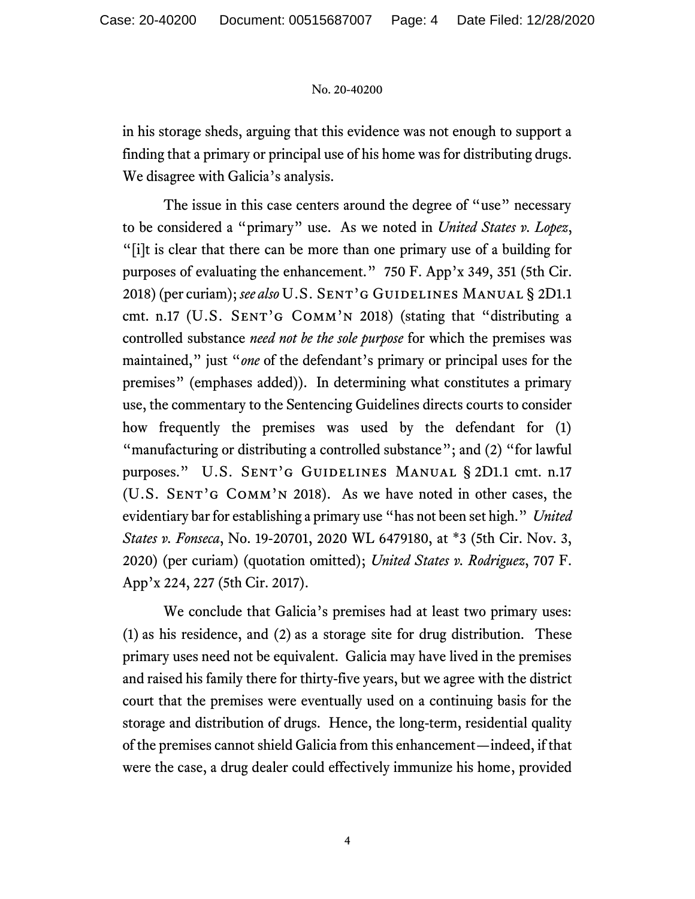in his storage sheds, arguing that this evidence was not enough to support a finding that a primary or principal use of his home was for distributing drugs. We disagree with Galicia's analysis.

The issue in this case centers around the degree of "use" necessary to be considered a "primary" use. As we noted in *United States v. Lopez*, "[i]t is clear that there can be more than one primary use of a building for purposes of evaluating the enhancement." 750 F. App'x 349, 351 (5th Cir. 2018) (per curiam); *see also* U.S. Sent'g Guidelines Manual § 2D1.1 cmt. n.17 (U.S. Sent'g Comm'n 2018) (stating that "distributing a controlled substance *need not be the sole purpose* for which the premises was maintained," just "*one* of the defendant's primary or principal uses for the premises" (emphases added)). In determining what constitutes a primary use, the commentary to the Sentencing Guidelines directs courts to consider how frequently the premises was used by the defendant for (1) "manufacturing or distributing a controlled substance"; and (2) "for lawful purposes." U.S. Sent'g Guidelines Manual § 2D1.1 cmt. n.17 (U.S. Sent'g Comm'n 2018). As we have noted in other cases, the evidentiary bar for establishing a primary use "has not been set high." *United States v. Fonseca*, No. 19-20701, 2020 WL 6479180, at *3 (5th Cir. Nov. 3, 2020) (per curiam) (quotation omitted); *United States v. Rodriguez*, 707 F. App'x 224, 227 (5th Cir. 2017).

We conclude that Galicia's premises had at least two primary uses: (1) as his residence, and (2) as a storage site for drug distribution. These primary uses need not be equivalent. Galicia may have lived in the premises and raised his family there for thirty-five years, but we agree with the district court that the premises were eventually used on a continuing basis for the storage and distribution of drugs. Hence, the long-term, residential quality of the premises cannot shield Galicia from this enhancement—indeed, if that were the case, a drug dealer could effectively immunize his home, provided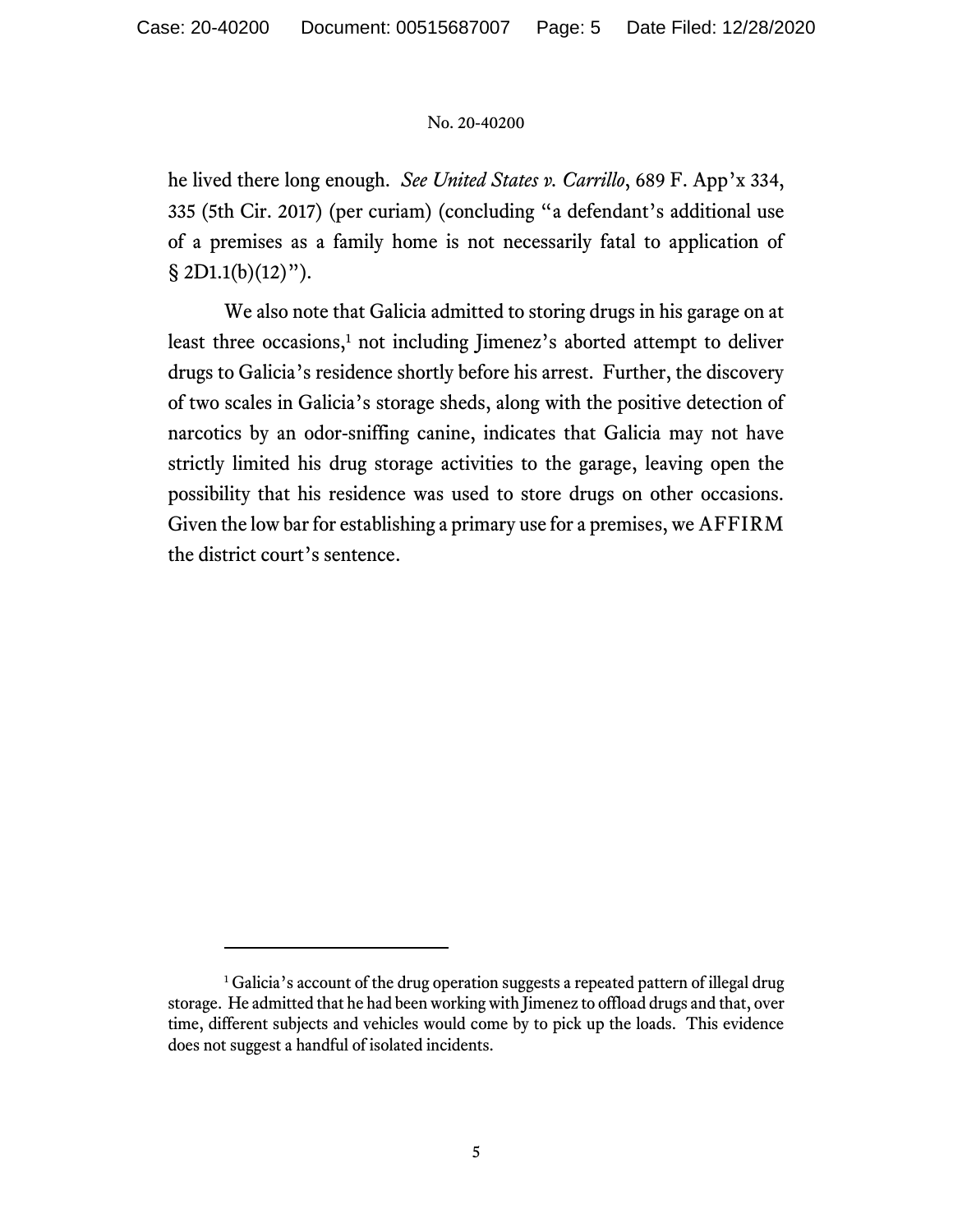he lived there long enough. *See United States v. Carrillo*, 689 F. App'x 334, 335 (5th Cir. 2017) (per curiam) (concluding "a defendant's additional use of a premises as a family home is not necessarily fatal to application of § 2D1.1(b)(12)").

We also note that Galicia admitted to storing drugs in his garage on at least three occasions,[1] not including Jimenez's aborted attempt to deliver drugs to Galicia's residence shortly before his arrest. Further, the discovery of two scales in Galicia's storage sheds, along with the positive detection of narcotics by an odor-sniffing canine, indicates that Galicia may not have strictly limited his drug storage activities to the garage, leaving open the possibility that his residence was used to store drugs on other occasions. Given the low bar for establishing a primary use for a premises, we AFFIRM the district court's sentence.

---

[1] Galicia's account of the drug operation suggests a repeated pattern of illegal drug storage. He admitted that he had been working with Jimenez to offload drugs and that, over time, different subjects and vehicles would come by to pick up the loads. This evidence does not suggest a handful of isolated incidents.